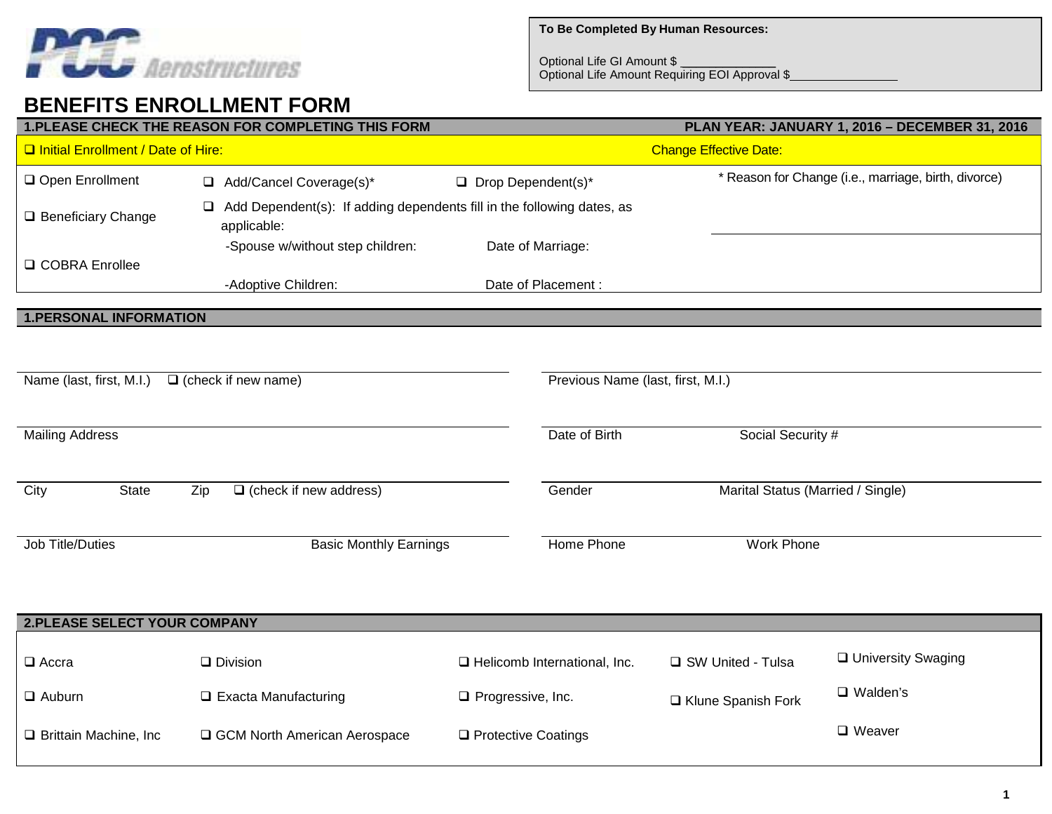PCC Aerostructures

**To Be Completed By Human Resources:**

Optional Life GI Amount $ ______________
Optional Life Amount Requiring EOI Approval $________________

# BENEFITS ENROLLMENT FORM

## 1.PLEASE CHECK THE REASON FOR COMPLETING THIS FORM

**PLAN YEAR: JANUARY 1, 2016 – DECEMBER 31, 2016**

❑ Initial Enrollment / Date of Hire:

Change Effective Date:

❑ Open Enrollment

❑ Add/Cancel Coverage(s)*

❑ Drop Dependent(s)*

* Reason for Change (i.e., marriage, birth, divorce)

❑ Beneficiary Change

❑ Add Dependent(s): If adding dependents fill in the following dates, as applicable:

- -Spouse w/without step children: Date of Marriage:
- -Adoptive Children: Date of Placement :

❑ COBRA Enrollee

## 1.PERSONAL INFORMATION

| | |
|---|---|
| Name (last, first, M.I.) ❑ (check if new name) | Previous Name (last, first, M.I.) |
| Mailing Address | Date of Birth Social Security # |
| City State Zip ❑ (check if new address) | Gender Marital Status (Married / Single) |
| Job Title/Duties Basic Monthly Earnings | Home Phone Work Phone |

## 2.PLEASE SELECT YOUR COMPANY

| | | | | |
|---|---|---|---|---|
| ❑ Accra | ❑ Division | ❑ Helicomb International, Inc. | ❑ SW United - Tulsa | ❑ University Swaging |
| ❑ Auburn | ❑ Exacta Manufacturing | ❑ Progressive, Inc. | ❑ Klune Spanish Fork | ❑ Walden's |
| ❑ Brittain Machine, Inc | ❑ GCM North American Aerospace | ❑ Protective Coatings | | ❑ Weaver |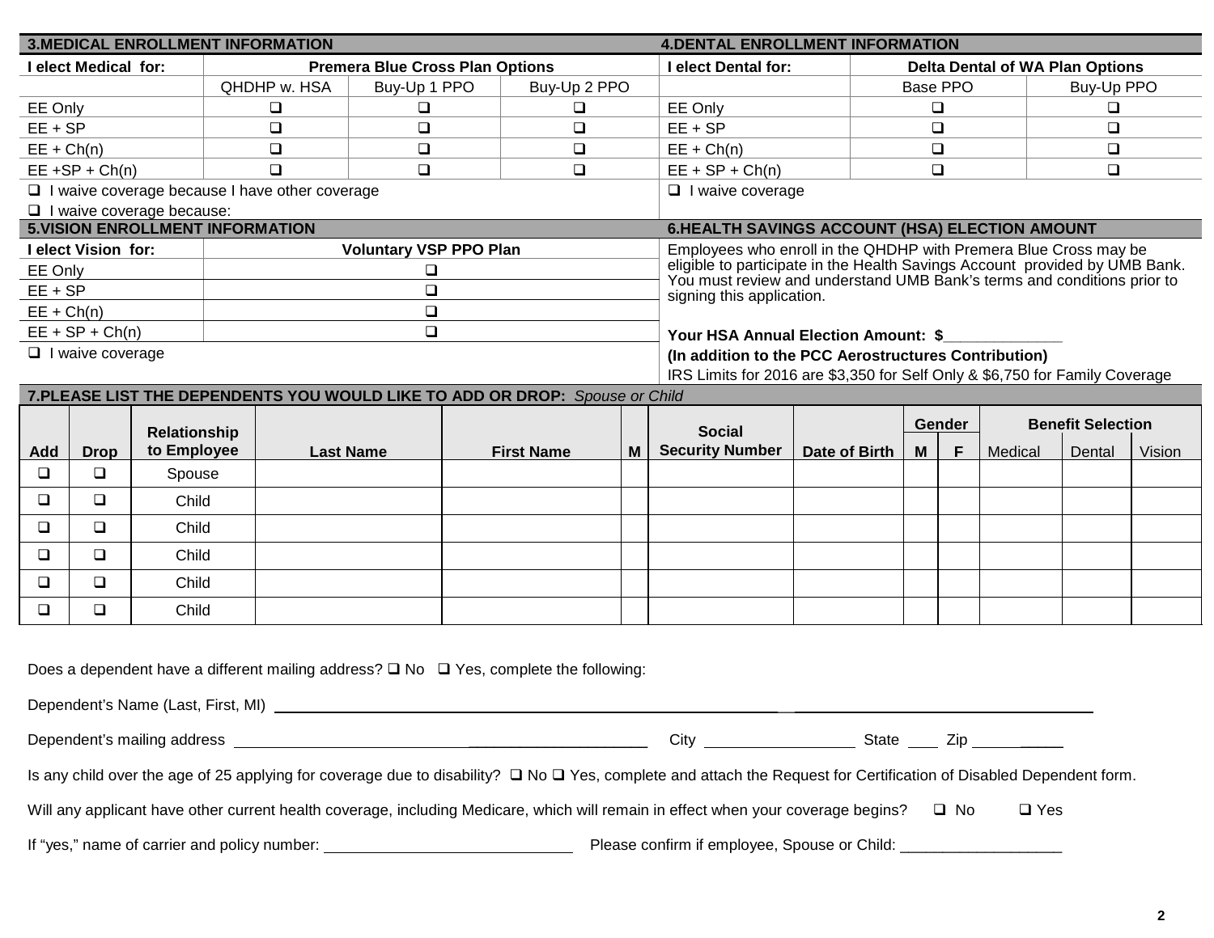## 3.MEDICAL ENROLLMENT INFORMATION

| I elect Medical for: | Premera Blue Cross Plan Options | | |
|---|---|---|---|
| | QHDHP w. HSA | Buy-Up 1 PPO | Buy-Up 2 PPO |
| EE Only | ❑ | ❑ | ❑ |
| EE + SP | ❑ | ❑ | ❑ |
| EE + Ch(n) | ❑ | ❑ | ❑ |
| EE +SP + Ch(n) | ❑ | ❑ | ❑ |

❑ I waive coverage because I have other coverage

❑ I waive coverage because:

## 4.DENTAL ENROLLMENT INFORMATION

| I elect Dental for: | Delta Dental of WA Plan Options | |
|---|---|---|
| | Base PPO | Buy-Up PPO |
| EE Only | ❑ | ❑ |
| EE + SP | ❑ | ❑ |
| EE + Ch(n) | ❑ | ❑ |
| EE + SP + Ch(n) | ❑ | ❑ |

❑ I waive coverage

## 5.VISION ENROLLMENT INFORMATION

| I elect Vision for: | Voluntary VSP PPO Plan |
|---|---|
| EE Only | ❑ |
| EE + SP | ❑ |
| EE + Ch(n) | ❑ |
| EE + SP + Ch(n) | ❑ |

❑ I waive coverage

## 6.HEALTH SAVINGS ACCOUNT (HSA) ELECTION AMOUNT

Employees who enroll in the QHDHP with Premera Blue Cross may be eligible to participate in the Health Savings Account provided by UMB Bank. You must review and understand UMB Bank's terms and conditions prior to signing this application.

**Your HSA Annual Election Amount: $______________**

**(In addition to the PCC Aerostructures Contribution)**

IRS Limits for 2016 are $3,350 for Self Only & $6,750 for Family Coverage

## 7.PLEASE LIST THE DEPENDENTS YOU WOULD LIKE TO ADD OR DROP: *Spouse or Child*

| Add | Drop | Relationship to Employee | Last Name | First Name | M | Social Security Number | Date of Birth | Gender | | Benefit Selection | | |
|---|---|---|---|---|---|---|---|---|---|---|---|---|
| | | | | | | | | M | F | Medical | Dental | Vision |
| ❑ | ❑ | Spouse | | | | | | | | | | |
| ❑ | ❑ | Child | | | | | | | | | | |
| ❑ | ❑ | Child | | | | | | | | | | |
| ❑ | ❑ | Child | | | | | | | | | | |
| ❑ | ❑ | Child | | | | | | | | | | |
| ❑ | ❑ | Child | | | | | | | | | | |

Does a dependent have a different mailing address? ❑ No ❑ Yes, complete the following:

Dependent's Name (Last, First, MI) ______________________________________________

Dependent's mailing address ______________________________ City ________________ State ____ Zip __________

Is any child over the age of 25 applying for coverage due to disability? ❑ No ❑ Yes, complete and attach the Request for Certification of Disabled Dependent form.

Will any applicant have other current health coverage, including Medicare, which will remain in effect when your coverage begins? ❑ No ❑ Yes

If "yes," name of carrier and policy number: ____________________________ Please confirm if employee, Spouse or Child: ___________________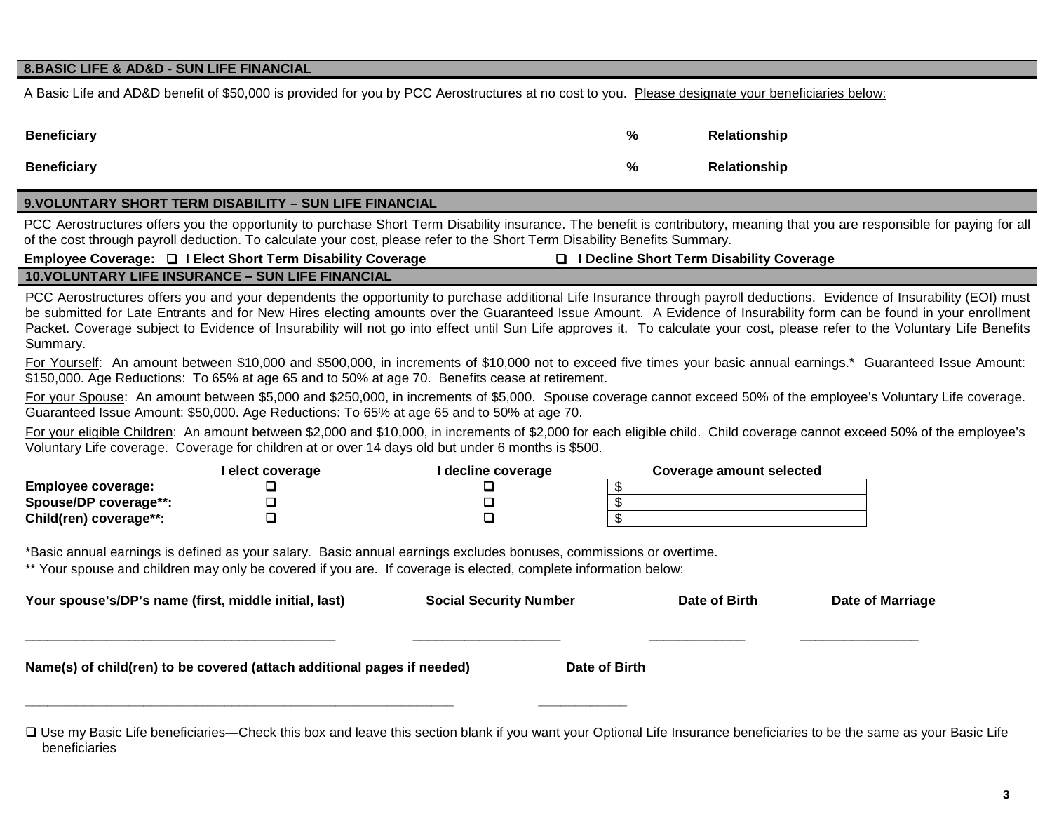## 8.BASIC LIFE & AD&D - SUN LIFE FINANCIAL

A Basic Life and AD&D benefit of $50,000 is provided for you by PCC Aerostructures at no cost to you. Please designate your beneficiaries below:

| Beneficiary | % | Relationship |
|---|---|---|
| Beneficiary | % | Relationship |

## 9.VOLUNTARY SHORT TERM DISABILITY – SUN LIFE FINANCIAL

PCC Aerostructures offers you the opportunity to purchase Short Term Disability insurance. The benefit is contributory, meaning that you are responsible for paying for all of the cost through payroll deduction. To calculate your cost, please refer to the Short Term Disability Benefits Summary.

**Employee Coverage:** ☐ **I Elect Short Term Disability Coverage** ☐ **I Decline Short Term Disability Coverage**

## 10.VOLUNTARY LIFE INSURANCE – SUN LIFE FINANCIAL

PCC Aerostructures offers you and your dependents the opportunity to purchase additional Life Insurance through payroll deductions. Evidence of Insurability (EOI) must be submitted for Late Entrants and for New Hires electing amounts over the Guaranteed Issue Amount. A Evidence of Insurability form can be found in your enrollment Packet. Coverage subject to Evidence of Insurability will not go into effect until Sun Life approves it. To calculate your cost, please refer to the Voluntary Life Benefits Summary.

For Yourself: An amount between $10,000 and $500,000, in increments of $10,000 not to exceed five times your basic annual earnings.* Guaranteed Issue Amount: $150,000. Age Reductions: To 65% at age 65 and to 50% at age 70. Benefits cease at retirement.

For your Spouse: An amount between $5,000 and $250,000, in increments of $5,000. Spouse coverage cannot exceed 50% of the employee's Voluntary Life coverage. Guaranteed Issue Amount: $50,000. Age Reductions: To 65% at age 65 and to 50% at age 70.

For your eligible Children: An amount between $2,000 and $10,000, in increments of $2,000 for each eligible child. Child coverage cannot exceed 50% of the employee's Voluntary Life coverage. Coverage for children at or over 14 days old but under 6 months is $500.

| | I elect coverage | I decline coverage | Coverage amount selected |
|---|---|---|---|
| **Employee coverage:** | ☐ | ☐ | $ |
| **Spouse/DP coverage**:** | ☐ | ☐ | $ |
| **Child(ren) coverage**:** | ☐ | ☐ | $ |

*Basic annual earnings is defined as your salary. Basic annual earnings excludes bonuses, commissions or overtime.

** Your spouse and children may only be covered if you are. If coverage is elected, complete information below:

| Your spouse's/DP's name (first, middle initial, last) | Social Security Number | Date of Birth | Date of Marriage |
|---|---|---|---|
| ________________________ | ____________ | ________ | __________ |

| Name(s) of child(ren) to be covered (attach additional pages if needed) | Date of Birth |
|---|---|
| ________________________ | ________ |

☐ Use my Basic Life beneficiaries—Check this box and leave this section blank if you want your Optional Life Insurance beneficiaries to be the same as your Basic Life beneficiaries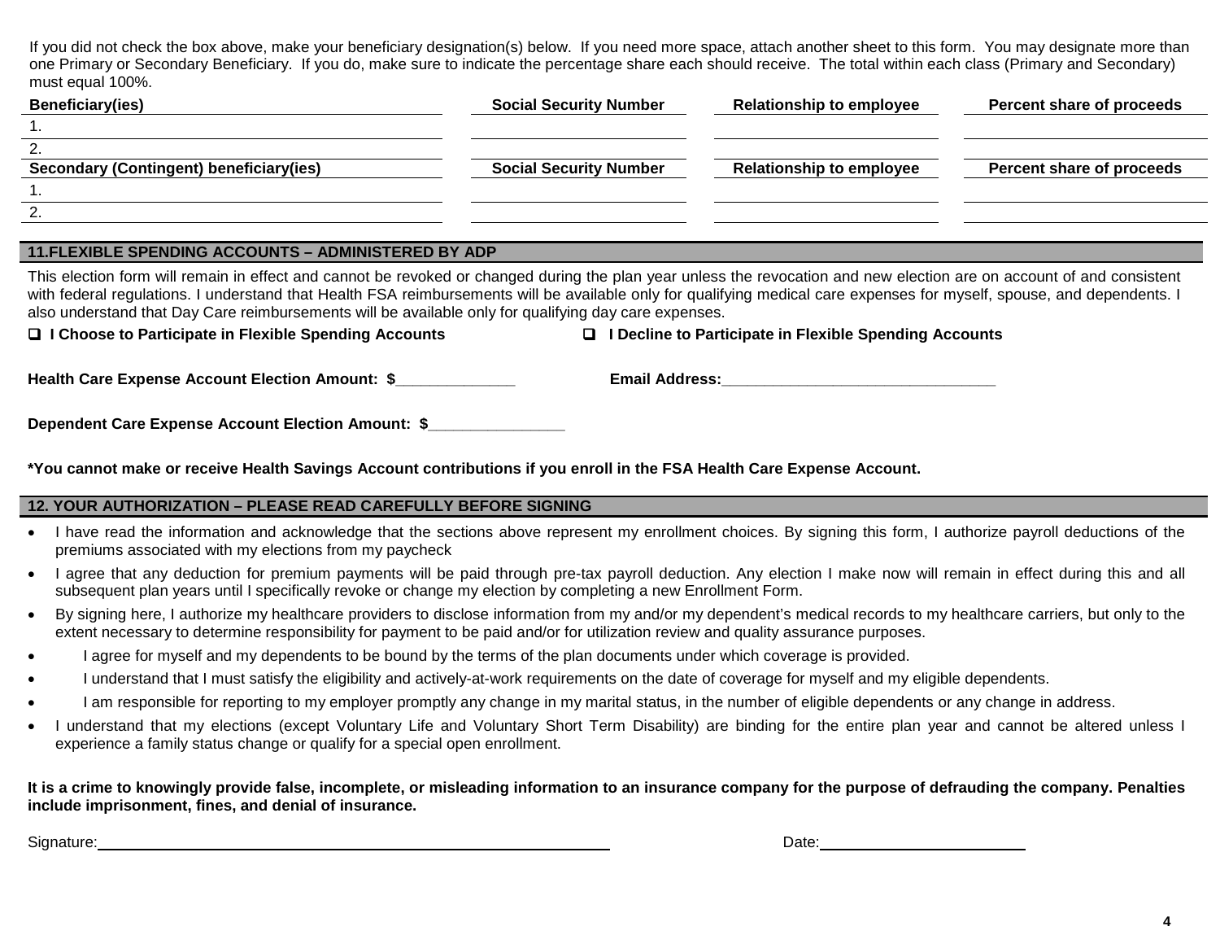If you did not check the box above, make your beneficiary designation(s) below. If you need more space, attach another sheet to this form. You may designate more than one Primary or Secondary Beneficiary. If you do, make sure to indicate the percentage share each should receive. The total within each class (Primary and Secondary) must equal 100%.

| Beneficiary(ies) | Social Security Number | Relationship to employee | Percent share of proceeds |
|---|---|---|---|
| 1. | | | |
| 2. | | | |
| **Secondary (Contingent) beneficiary(ies)** | **Social Security Number** | **Relationship to employee** | **Percent share of proceeds** |
| 1. | | | |
| 2. | | | |

## 11.FLEXIBLE SPENDING ACCOUNTS – ADMINISTERED BY ADP

This election form will remain in effect and cannot be revoked or changed during the plan year unless the revocation and new election are on account of and consistent with federal regulations. I understand that Health FSA reimbursements will be available only for qualifying medical care expenses for myself, spouse, and dependents. I also understand that Day Care reimbursements will be available only for qualifying day care expenses.

❑ **I Choose to Participate in Flexible Spending Accounts**

❑ **I Decline to Participate in Flexible Spending Accounts**

**Health Care Expense Account Election Amount: $**______________

**Email Address:**________________________________

**Dependent Care Expense Account Election Amount: $**________________

**\*You cannot make or receive Health Savings Account contributions if you enroll in the FSA Health Care Expense Account.**

## 12. YOUR AUTHORIZATION – PLEASE READ CAREFULLY BEFORE SIGNING

- I have read the information and acknowledge that the sections above represent my enrollment choices. By signing this form, I authorize payroll deductions of the premiums associated with my elections from my paycheck
- I agree that any deduction for premium payments will be paid through pre-tax payroll deduction. Any election I make now will remain in effect during this and all subsequent plan years until I specifically revoke or change my election by completing a new Enrollment Form.
- By signing here, I authorize my healthcare providers to disclose information from my and/or my dependent's medical records to my healthcare carriers, but only to the extent necessary to determine responsibility for payment to be paid and/or for utilization review and quality assurance purposes.
- I agree for myself and my dependents to be bound by the terms of the plan documents under which coverage is provided.
- I understand that I must satisfy the eligibility and actively-at-work requirements on the date of coverage for myself and my eligible dependents.
- I am responsible for reporting to my employer promptly any change in my marital status, in the number of eligible dependents or any change in address.
- I understand that my elections (except Voluntary Life and Voluntary Short Term Disability) are binding for the entire plan year and cannot be altered unless I experience a family status change or qualify for a special open enrollment.

**It is a crime to knowingly provide false, incomplete, or misleading information to an insurance company for the purpose of defrauding the company. Penalties include imprisonment, fines, and denial of insurance.**

Signature:______________________________________________ Date:____________________